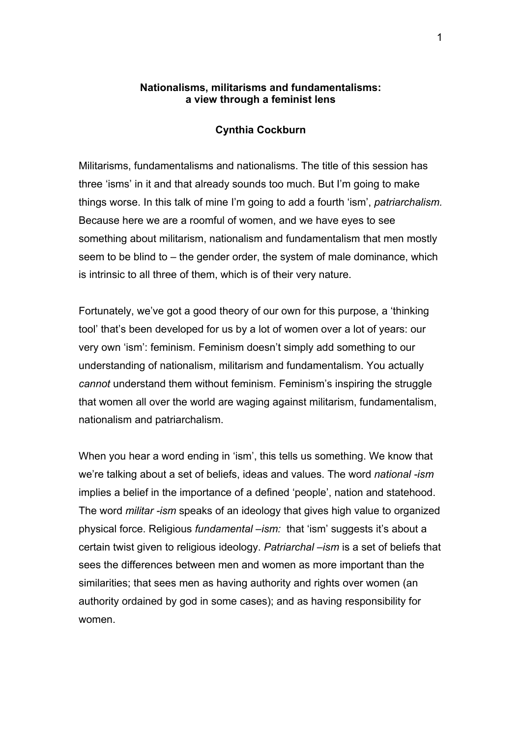# Nationalisms, militarisms and fundamentalisms: a view through a feminist lens

**Cynthia Cockburn**

Militarisms, fundamentalisms and nationalisms. The title of this session has three 'isms' in it and that already sounds too much. But I'm going to make things worse. In this talk of mine I'm going to add a fourth 'ism', *patriarchalism.* Because here we are a roomful of women, and we have eyes to see something about militarism, nationalism and fundamentalism that men mostly seem to be blind to – the gender order, the system of male dominance, which is intrinsic to all three of them, which is of their very nature.

Fortunately, we've got a good theory of our own for this purpose, a 'thinking tool' that's been developed for us by a lot of women over a lot of years: our very own 'ism': feminism. Feminism doesn't simply add something to our understanding of nationalism, militarism and fundamentalism. You actually *cannot* understand them without feminism. Feminism's inspiring the struggle that women all over the world are waging against militarism, fundamentalism, nationalism and patriarchalism.

When you hear a word ending in 'ism', this tells us something. We know that we're talking about a set of beliefs, ideas and values. The word *national -ism* implies a belief in the importance of a defined 'people', nation and statehood. The word *militar -ism* speaks of an ideology that gives high value to organized physical force. Religious *fundamental –ism:* that 'ism' suggests it's about a certain twist given to religious ideology. *Patriarchal –ism* is a set of beliefs that sees the differences between men and women as more important than the similarities; that sees men as having authority and rights over women (an authority ordained by god in some cases); and as having responsibility for women.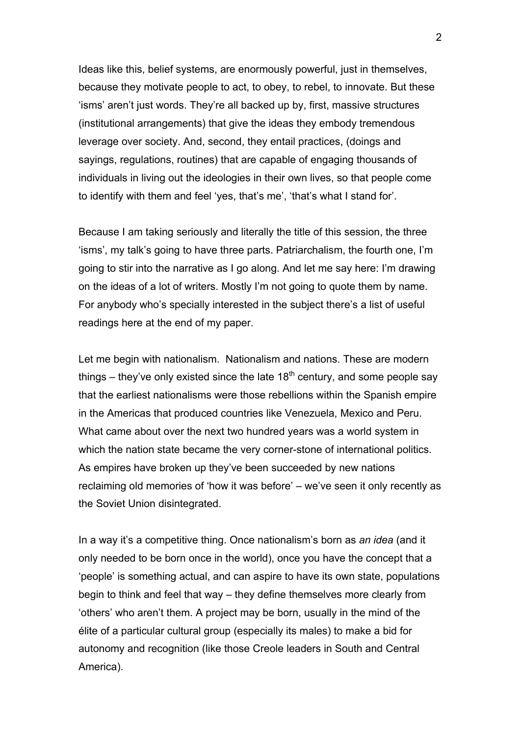Ideas like this, belief systems, are enormously powerful, just in themselves, because they motivate people to act, to obey, to rebel, to innovate. But these 'isms' aren't just words. They're all backed up by, first, massive structures (institutional arrangements) that give the ideas they embody tremendous leverage over society. And, second, they entail practices, (doings and sayings, regulations, routines) that are capable of engaging thousands of individuals in living out the ideologies in their own lives, so that people come to identify with them and feel 'yes, that's me', 'that's what I stand for'.

Because I am taking seriously and literally the title of this session, the three 'isms', my talk's going to have three parts. Patriarchalism, the fourth one, I'm going to stir into the narrative as I go along. And let me say here: I'm drawing on the ideas of a lot of writers. Mostly I'm not going to quote them by name. For anybody who's specially interested in the subject there's a list of useful readings here at the end of my paper.

Let me begin with nationalism. Nationalism and nations. These are modern things – they've only existed since the late 18th century, and some people say that the earliest nationalisms were those rebellions within the Spanish empire in the Americas that produced countries like Venezuela, Mexico and Peru. What came about over the next two hundred years was a world system in which the nation state became the very corner-stone of international politics. As empires have broken up they've been succeeded by new nations reclaiming old memories of 'how it was before' – we've seen it only recently as the Soviet Union disintegrated.

In a way it's a competitive thing. Once nationalism's born as *an idea* (and it only needed to be born once in the world), once you have the concept that a 'people' is something actual, and can aspire to have its own state, populations begin to think and feel that way – they define themselves more clearly from 'others' who aren't them. A project may be born, usually in the mind of the élite of a particular cultural group (especially its males) to make a bid for autonomy and recognition (like those Creole leaders in South and Central America).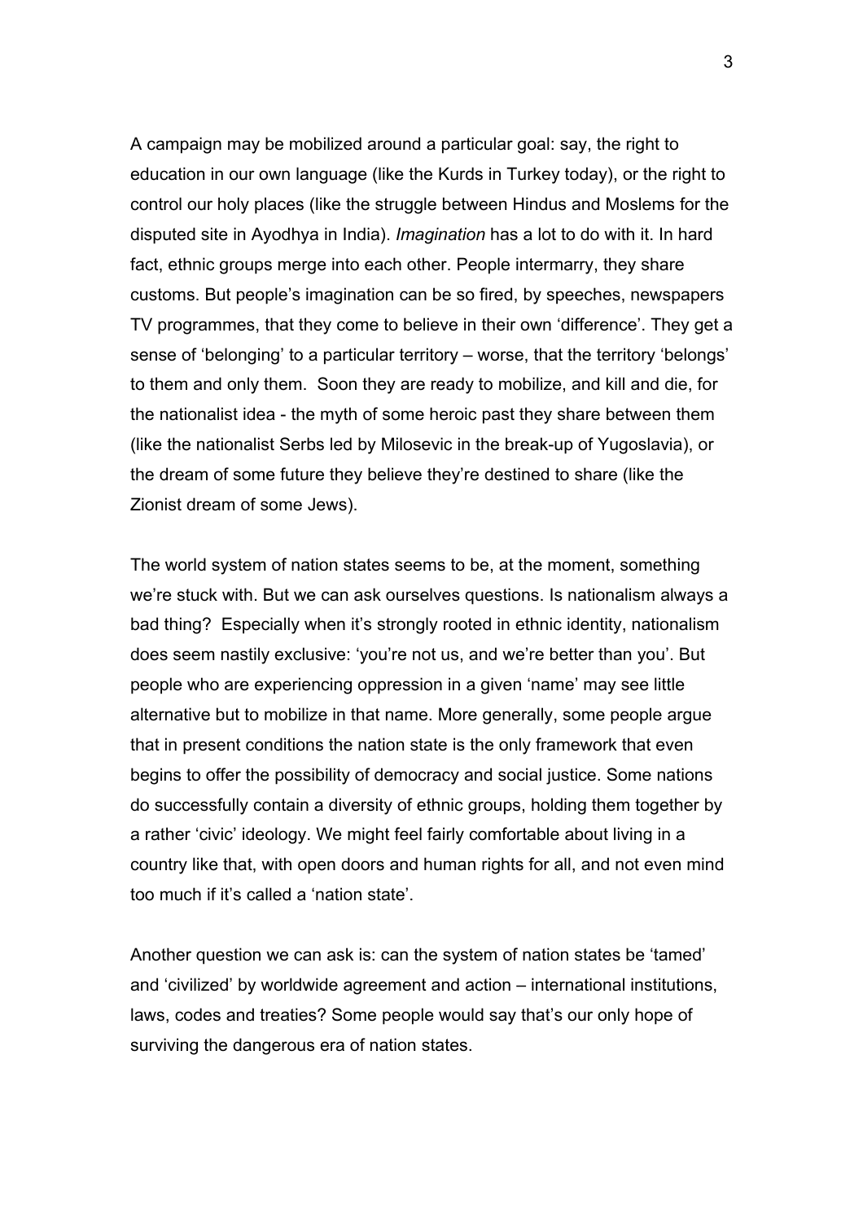A campaign may be mobilized around a particular goal: say, the right to education in our own language (like the Kurds in Turkey today), or the right to control our holy places (like the struggle between Hindus and Moslems for the disputed site in Ayodhya in India). *Imagination* has a lot to do with it. In hard fact, ethnic groups merge into each other. People intermarry, they share customs. But people's imagination can be so fired, by speeches, newspapers TV programmes, that they come to believe in their own 'difference'. They get a sense of 'belonging' to a particular territory – worse, that the territory 'belongs' to them and only them. Soon they are ready to mobilize, and kill and die, for the nationalist idea - the myth of some heroic past they share between them (like the nationalist Serbs led by Milosevic in the break-up of Yugoslavia), or the dream of some future they believe they're destined to share (like the Zionist dream of some Jews).

The world system of nation states seems to be, at the moment, something we're stuck with. But we can ask ourselves questions. Is nationalism always a bad thing? Especially when it's strongly rooted in ethnic identity, nationalism does seem nastily exclusive: 'you're not us, and we're better than you'. But people who are experiencing oppression in a given 'name' may see little alternative but to mobilize in that name. More generally, some people argue that in present conditions the nation state is the only framework that even begins to offer the possibility of democracy and social justice. Some nations do successfully contain a diversity of ethnic groups, holding them together by a rather 'civic' ideology. We might feel fairly comfortable about living in a country like that, with open doors and human rights for all, and not even mind too much if it's called a 'nation state'.

Another question we can ask is: can the system of nation states be 'tamed' and 'civilized' by worldwide agreement and action – international institutions, laws, codes and treaties? Some people would say that's our only hope of surviving the dangerous era of nation states.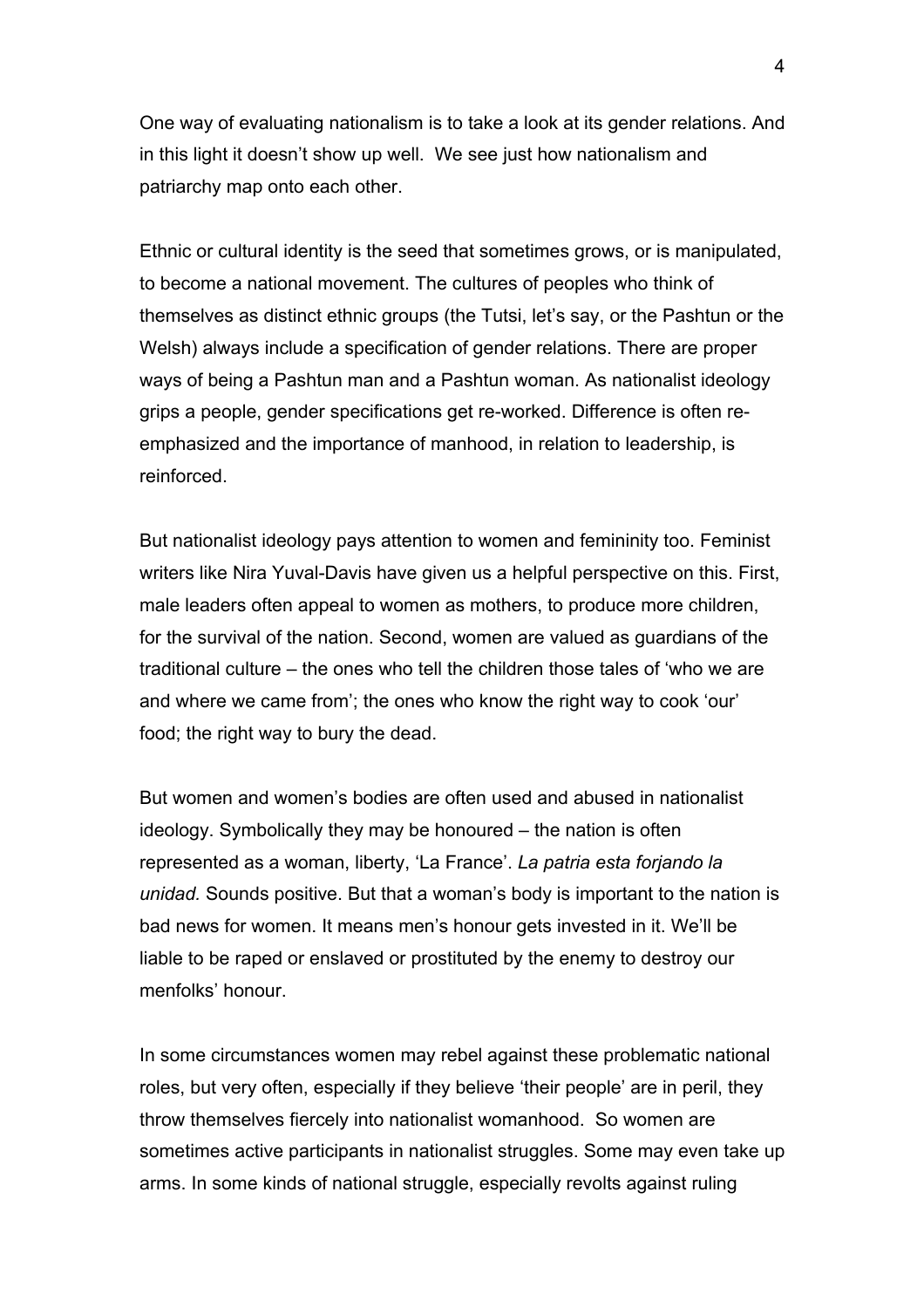One way of evaluating nationalism is to take a look at its gender relations. And in this light it doesn't show up well. We see just how nationalism and patriarchy map onto each other.

Ethnic or cultural identity is the seed that sometimes grows, or is manipulated, to become a national movement. The cultures of peoples who think of themselves as distinct ethnic groups (the Tutsi, let's say, or the Pashtun or the Welsh) always include a specification of gender relations. There are proper ways of being a Pashtun man and a Pashtun woman. As nationalist ideology grips a people, gender specifications get re-worked. Difference is often re-emphasized and the importance of manhood, in relation to leadership, is reinforced.

But nationalist ideology pays attention to women and femininity too. Feminist writers like Nira Yuval-Davis have given us a helpful perspective on this. First, male leaders often appeal to women as mothers, to produce more children, for the survival of the nation. Second, women are valued as guardians of the traditional culture – the ones who tell the children those tales of 'who we are and where we came from'; the ones who know the right way to cook 'our' food; the right way to bury the dead.

But women and women's bodies are often used and abused in nationalist ideology. Symbolically they may be honoured – the nation is often represented as a woman, liberty, 'La France'. *La patria esta forjando la unidad.* Sounds positive. But that a woman's body is important to the nation is bad news for women. It means men's honour gets invested in it. We'll be liable to be raped or enslaved or prostituted by the enemy to destroy our menfolks' honour.

In some circumstances women may rebel against these problematic national roles, but very often, especially if they believe 'their people' are in peril, they throw themselves fiercely into nationalist womanhood. So women are sometimes active participants in nationalist struggles. Some may even take up arms. In some kinds of national struggle, especially revolts against ruling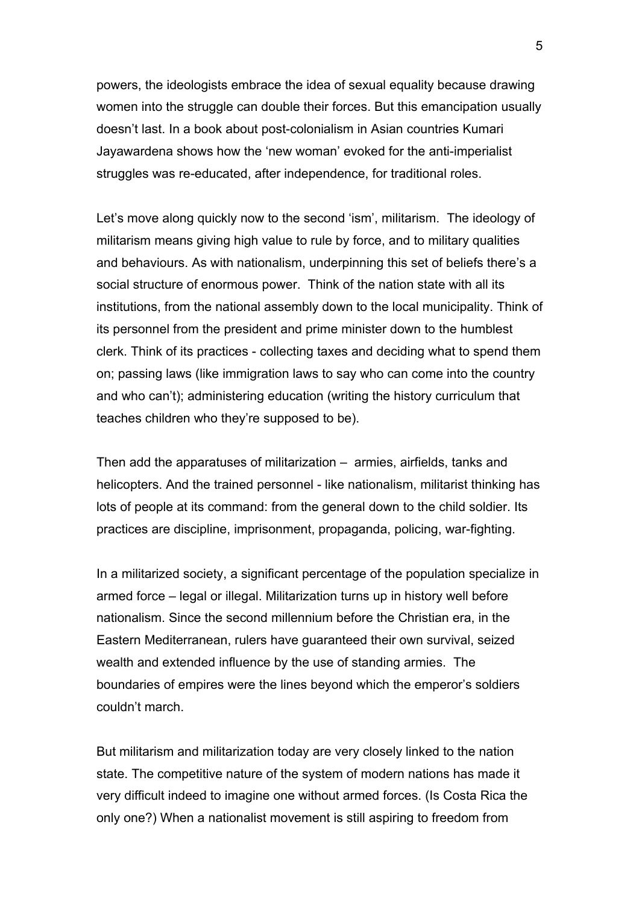powers, the ideologists embrace the idea of sexual equality because drawing women into the struggle can double their forces. But this emancipation usually doesn't last. In a book about post-colonialism in Asian countries Kumari Jayawardena shows how the 'new woman' evoked for the anti-imperialist struggles was re-educated, after independence, for traditional roles.

Let's move along quickly now to the second 'ism', militarism. The ideology of militarism means giving high value to rule by force, and to military qualities and behaviours. As with nationalism, underpinning this set of beliefs there's a social structure of enormous power. Think of the nation state with all its institutions, from the national assembly down to the local municipality. Think of its personnel from the president and prime minister down to the humblest clerk. Think of its practices - collecting taxes and deciding what to spend them on; passing laws (like immigration laws to say who can come into the country and who can't); administering education (writing the history curriculum that teaches children who they're supposed to be).

Then add the apparatuses of militarization – armies, airfields, tanks and helicopters. And the trained personnel - like nationalism, militarist thinking has lots of people at its command: from the general down to the child soldier. Its practices are discipline, imprisonment, propaganda, policing, war-fighting.

In a militarized society, a significant percentage of the population specialize in armed force – legal or illegal. Militarization turns up in history well before nationalism. Since the second millennium before the Christian era, in the Eastern Mediterranean, rulers have guaranteed their own survival, seized wealth and extended influence by the use of standing armies. The boundaries of empires were the lines beyond which the emperor's soldiers couldn't march.

But militarism and militarization today are very closely linked to the nation state. The competitive nature of the system of modern nations has made it very difficult indeed to imagine one without armed forces. (Is Costa Rica the only one?) When a nationalist movement is still aspiring to freedom from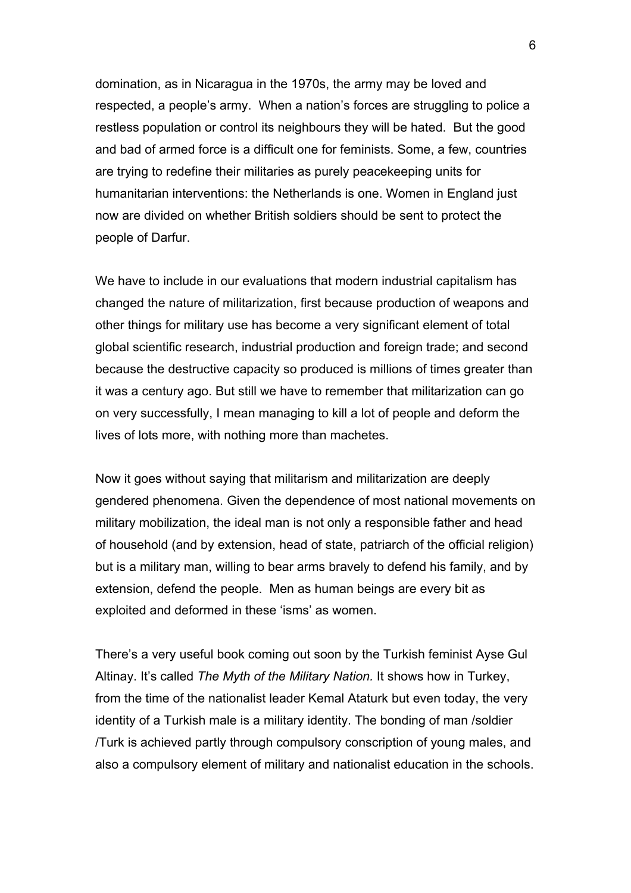domination, as in Nicaragua in the 1970s, the army may be loved and respected, a people's army. When a nation's forces are struggling to police a restless population or control its neighbours they will be hated. But the good and bad of armed force is a difficult one for feminists. Some, a few, countries are trying to redefine their militaries as purely peacekeeping units for humanitarian interventions: the Netherlands is one. Women in England just now are divided on whether British soldiers should be sent to protect the people of Darfur.

We have to include in our evaluations that modern industrial capitalism has changed the nature of militarization, first because production of weapons and other things for military use has become a very significant element of total global scientific research, industrial production and foreign trade; and second because the destructive capacity so produced is millions of times greater than it was a century ago. But still we have to remember that militarization can go on very successfully, I mean managing to kill a lot of people and deform the lives of lots more, with nothing more than machetes.

Now it goes without saying that militarism and militarization are deeply gendered phenomena. Given the dependence of most national movements on military mobilization, the ideal man is not only a responsible father and head of household (and by extension, head of state, patriarch of the official religion) but is a military man, willing to bear arms bravely to defend his family, and by extension, defend the people. Men as human beings are every bit as exploited and deformed in these 'isms' as women.

There's a very useful book coming out soon by the Turkish feminist Ayse Gul Altinay. It's called *The Myth of the Military Nation.* It shows how in Turkey, from the time of the nationalist leader Kemal Ataturk but even today, the very identity of a Turkish male is a military identity. The bonding of man /soldier /Turk is achieved partly through compulsory conscription of young males, and also a compulsory element of military and nationalist education in the schools.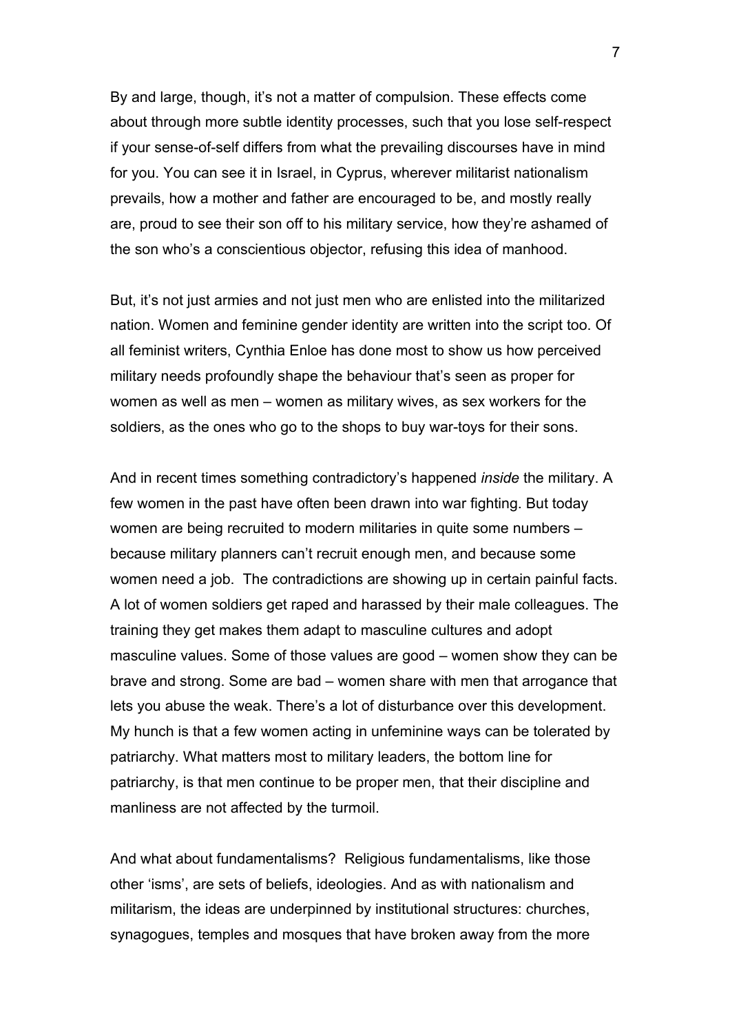By and large, though, it's not a matter of compulsion. These effects come about through more subtle identity processes, such that you lose self-respect if your sense-of-self differs from what the prevailing discourses have in mind for you. You can see it in Israel, in Cyprus, wherever militarist nationalism prevails, how a mother and father are encouraged to be, and mostly really are, proud to see their son off to his military service, how they're ashamed of the son who's a conscientious objector, refusing this idea of manhood.

But, it's not just armies and not just men who are enlisted into the militarized nation. Women and feminine gender identity are written into the script too. Of all feminist writers, Cynthia Enloe has done most to show us how perceived military needs profoundly shape the behaviour that's seen as proper for women as well as men – women as military wives, as sex workers for the soldiers, as the ones who go to the shops to buy war-toys for their sons.

And in recent times something contradictory's happened *inside* the military. A few women in the past have often been drawn into war fighting. But today women are being recruited to modern militaries in quite some numbers – because military planners can't recruit enough men, and because some women need a job. The contradictions are showing up in certain painful facts. A lot of women soldiers get raped and harassed by their male colleagues. The training they get makes them adapt to masculine cultures and adopt masculine values. Some of those values are good – women show they can be brave and strong. Some are bad – women share with men that arrogance that lets you abuse the weak. There's a lot of disturbance over this development. My hunch is that a few women acting in unfeminine ways can be tolerated by patriarchy. What matters most to military leaders, the bottom line for patriarchy, is that men continue to be proper men, that their discipline and manliness are not affected by the turmoil.

And what about fundamentalisms? Religious fundamentalisms, like those other 'isms', are sets of beliefs, ideologies. And as with nationalism and militarism, the ideas are underpinned by institutional structures: churches, synagogues, temples and mosques that have broken away from the more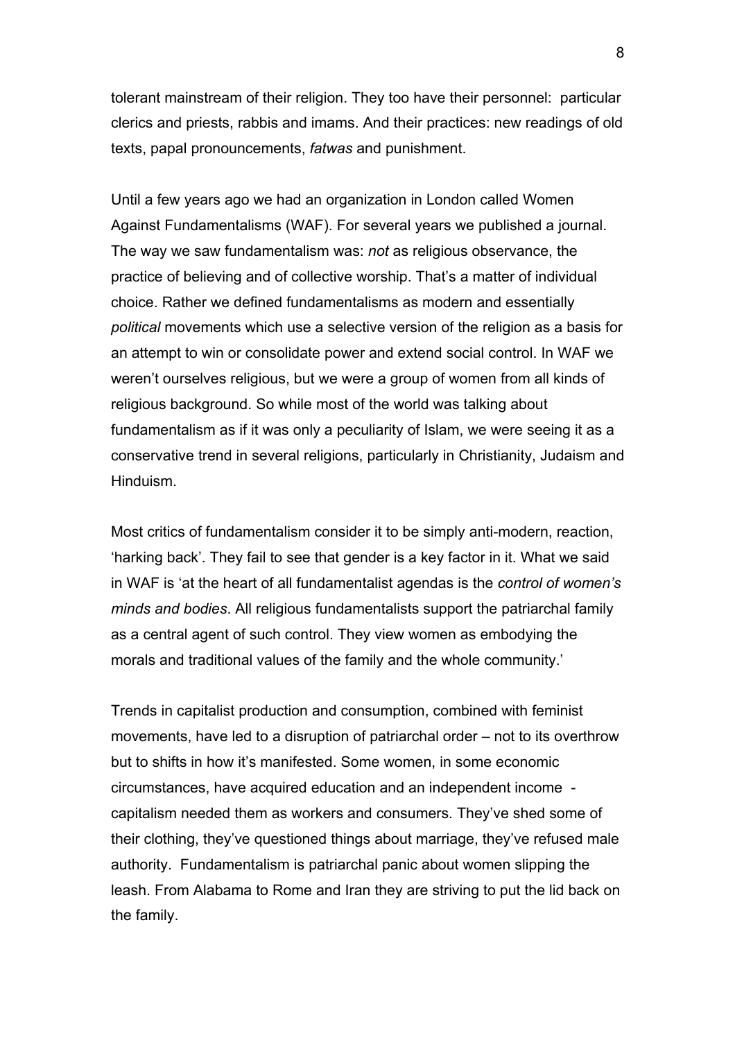tolerant mainstream of their religion. They too have their personnel: particular clerics and priests, rabbis and imams. And their practices: new readings of old texts, papal pronouncements, *fatwas* and punishment.

Until a few years ago we had an organization in London called Women Against Fundamentalisms (WAF). For several years we published a journal. The way we saw fundamentalism was: *not* as religious observance, the practice of believing and of collective worship. That's a matter of individual choice. Rather we defined fundamentalisms as modern and essentially *political* movements which use a selective version of the religion as a basis for an attempt to win or consolidate power and extend social control. In WAF we weren't ourselves religious, but we were a group of women from all kinds of religious background. So while most of the world was talking about fundamentalism as if it was only a peculiarity of Islam, we were seeing it as a conservative trend in several religions, particularly in Christianity, Judaism and Hinduism.

Most critics of fundamentalism consider it to be simply anti-modern, reaction, 'harking back'. They fail to see that gender is a key factor in it. What we said in WAF is 'at the heart of all fundamentalist agendas is the *control of women's minds and bodies*. All religious fundamentalists support the patriarchal family as a central agent of such control. They view women as embodying the morals and traditional values of the family and the whole community.'

Trends in capitalist production and consumption, combined with feminist movements, have led to a disruption of patriarchal order – not to its overthrow but to shifts in how it's manifested. Some women, in some economic circumstances, have acquired education and an independent income - capitalism needed them as workers and consumers. They've shed some of their clothing, they've questioned things about marriage, they've refused male authority. Fundamentalism is patriarchal panic about women slipping the leash. From Alabama to Rome and Iran they are striving to put the lid back on the family.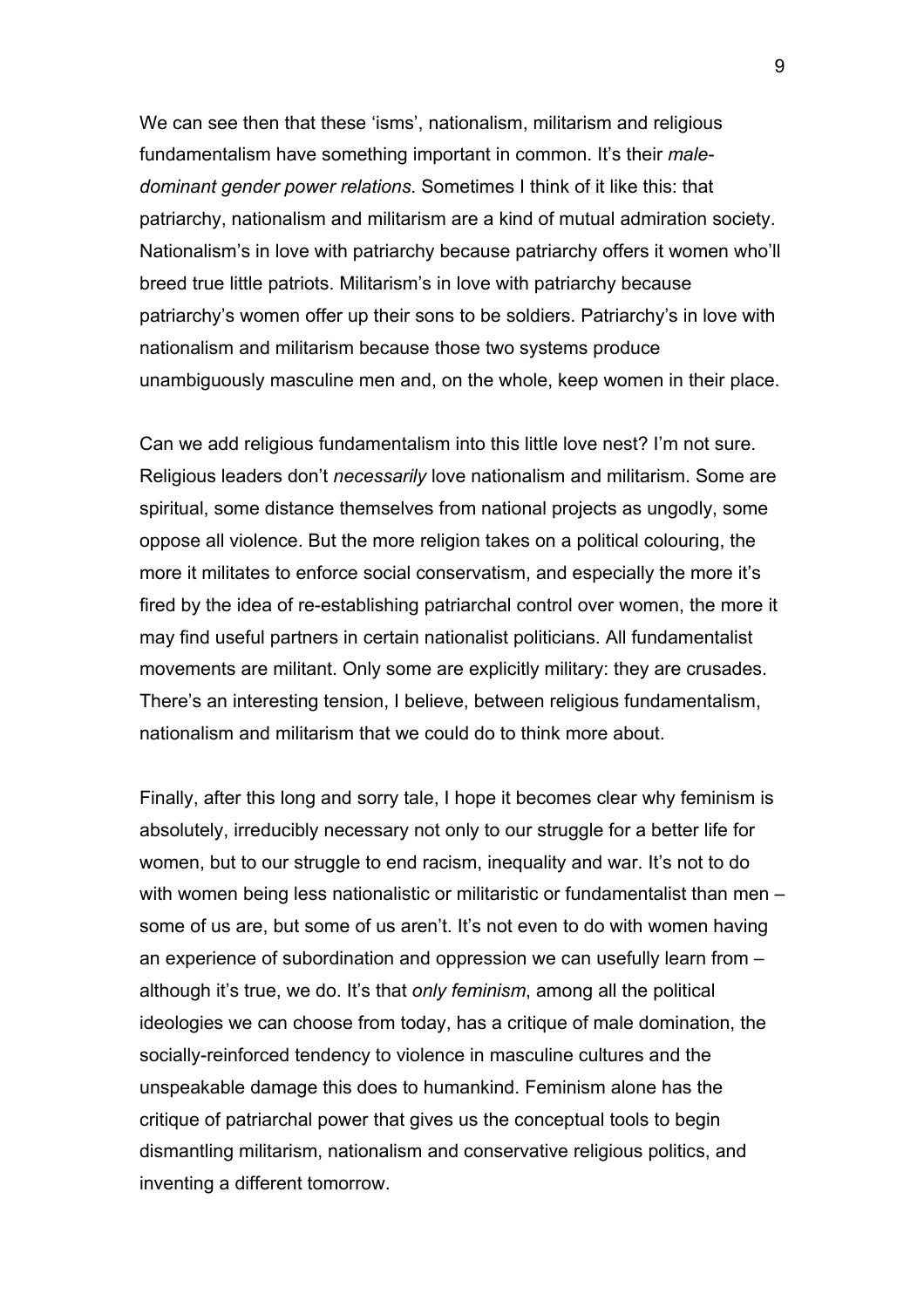We can see then that these 'isms', nationalism, militarism and religious fundamentalism have something important in common. It's their *male-dominant gender power relations*. Sometimes I think of it like this: that patriarchy, nationalism and militarism are a kind of mutual admiration society. Nationalism's in love with patriarchy because patriarchy offers it women who'll breed true little patriots. Militarism's in love with patriarchy because patriarchy's women offer up their sons to be soldiers. Patriarchy's in love with nationalism and militarism because those two systems produce unambiguously masculine men and, on the whole, keep women in their place.

Can we add religious fundamentalism into this little love nest? I'm not sure. Religious leaders don't *necessarily* love nationalism and militarism. Some are spiritual, some distance themselves from national projects as ungodly, some oppose all violence. But the more religion takes on a political colouring, the more it militates to enforce social conservatism, and especially the more it's fired by the idea of re-establishing patriarchal control over women, the more it may find useful partners in certain nationalist politicians. All fundamentalist movements are militant. Only some are explicitly military: they are crusades. There's an interesting tension, I believe, between religious fundamentalism, nationalism and militarism that we could do to think more about.

Finally, after this long and sorry tale, I hope it becomes clear why feminism is absolutely, irreducibly necessary not only to our struggle for a better life for women, but to our struggle to end racism, inequality and war. It's not to do with women being less nationalistic or militaristic or fundamentalist than men – some of us are, but some of us aren't. It's not even to do with women having an experience of subordination and oppression we can usefully learn from – although it's true, we do. It's that *only feminism*, among all the political ideologies we can choose from today, has a critique of male domination, the socially-reinforced tendency to violence in masculine cultures and the unspeakable damage this does to humankind. Feminism alone has the critique of patriarchal power that gives us the conceptual tools to begin dismantling militarism, nationalism and conservative religious politics, and inventing a different tomorrow.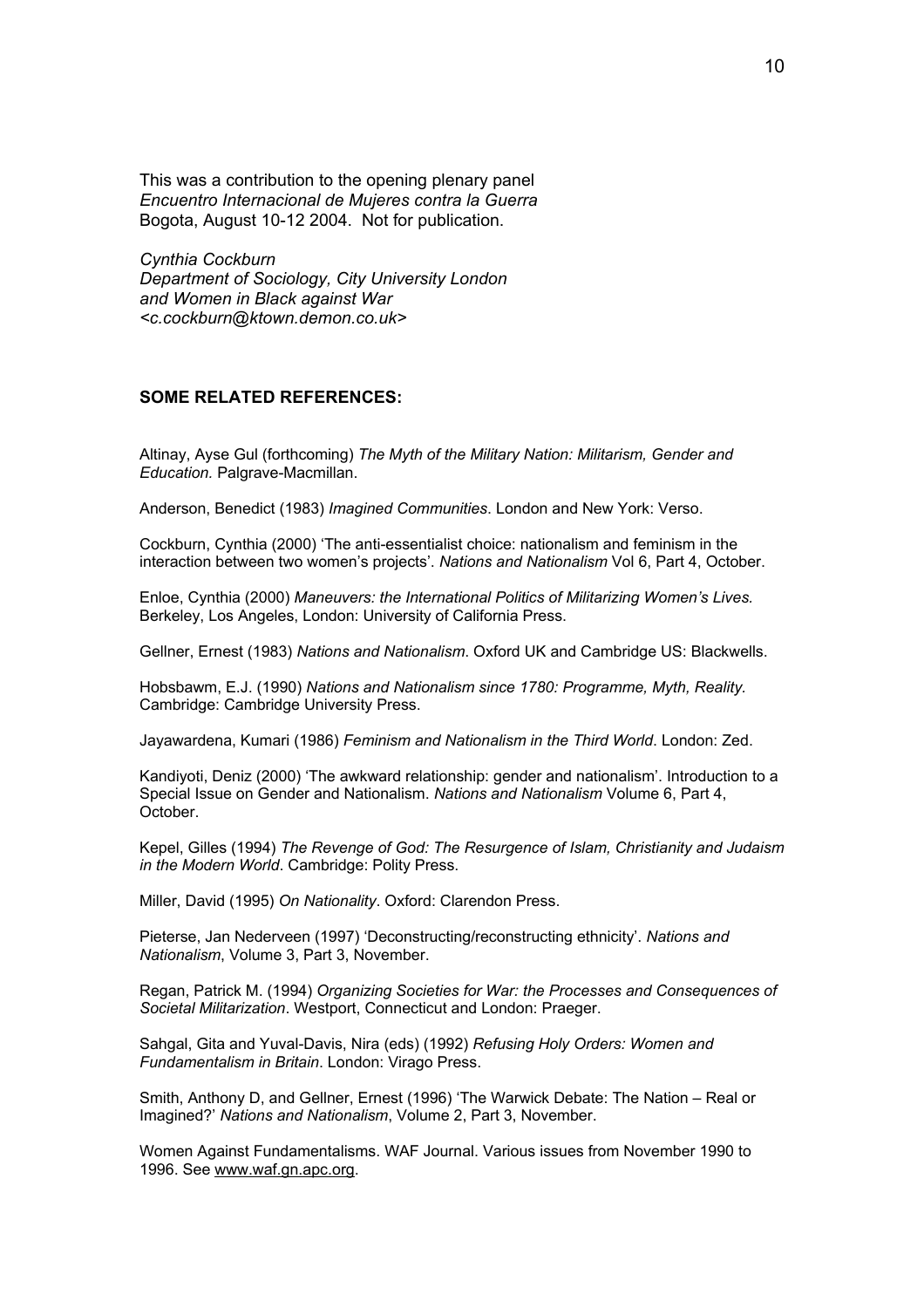This was a contribution to the opening plenary panel
*Encuentro Internacional de Mujeres contra la Guerra*
Bogota, August 10-12 2004. Not for publication.

*Cynthia Cockburn*
*Department of Sociology, City University London*
*and Women in Black against War*
*<c.cockburn@ktown.demon.co.uk>*

**SOME RELATED REFERENCES:**

Altinay, Ayse Gul (forthcoming) *The Myth of the Military Nation: Militarism, Gender and Education.* Palgrave-Macmillan.

Anderson, Benedict (1983) *Imagined Communities*. London and New York: Verso.

Cockburn, Cynthia (2000) 'The anti-essentialist choice: nationalism and feminism in the interaction between two women's projects'. *Nations and Nationalism* Vol 6, Part 4, October.

Enloe, Cynthia (2000) *Maneuvers: the International Politics of Militarizing Women's Lives.* Berkeley, Los Angeles, London: University of California Press.

Gellner, Ernest (1983) *Nations and Nationalism*. Oxford UK and Cambridge US: Blackwells.

Hobsbawm, E.J. (1990) *Nations and Nationalism since 1780: Programme, Myth, Reality.* Cambridge: Cambridge University Press.

Jayawardena, Kumari (1986) *Feminism and Nationalism in the Third World*. London: Zed.

Kandiyoti, Deniz (2000) 'The awkward relationship: gender and nationalism'. Introduction to a Special Issue on Gender and Nationalism. *Nations and Nationalism* Volume 6, Part 4, October.

Kepel, Gilles (1994) *The Revenge of God: The Resurgence of Islam, Christianity and Judaism in the Modern World*. Cambridge: Polity Press.

Miller, David (1995) *On Nationality*. Oxford: Clarendon Press.

Pieterse, Jan Nederveen (1997) 'Deconstructing/reconstructing ethnicity'. *Nations and Nationalism*, Volume 3, Part 3, November.

Regan, Patrick M. (1994) *Organizing Societies for War: the Processes and Consequences of Societal Militarization*. Westport, Connecticut and London: Praeger.

Sahgal, Gita and Yuval-Davis, Nira (eds) (1992) *Refusing Holy Orders: Women and Fundamentalism in Britain*. London: Virago Press.

Smith, Anthony D, and Gellner, Ernest (1996) 'The Warwick Debate: The Nation – Real or Imagined?' *Nations and Nationalism*, Volume 2, Part 3, November.

Women Against Fundamentalisms. WAF Journal. Various issues from November 1990 to 1996. See www.waf.gn.apc.org.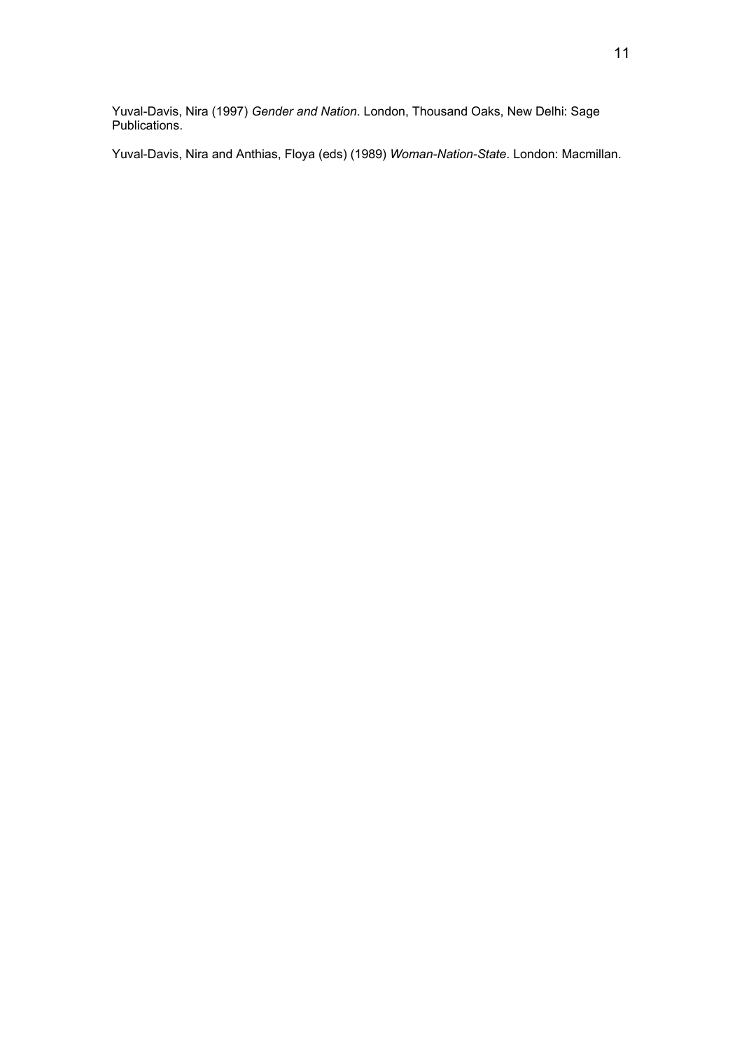Yuval-Davis, Nira (1997) *Gender and Nation*. London, Thousand Oaks, New Delhi: Sage Publications.

Yuval-Davis, Nira and Anthias, Floya (eds) (1989) *Woman-Nation-State*. London: Macmillan.